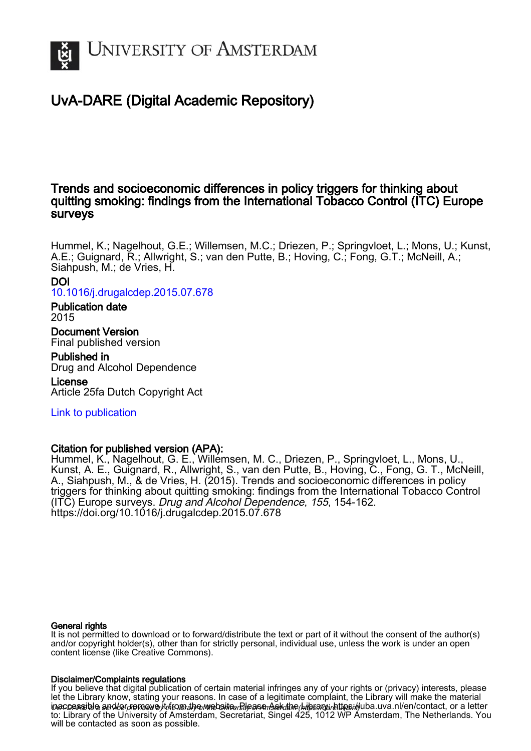# UNIVERSITY OF AMSTERDAM

## UvA-DARE (Digital Academic Repository)

### Trends and socioeconomic differences in policy triggers for thinking about quitting smoking: findings from the International Tobacco Control (ITC) Europe surveys

Hummel, K.; Nagelhout, G.E.; Willemsen, M.C.; Driezen, P.; Springvloet, L.; Mons, U.; Kunst, A.E.; Guignard, R.; Allwright, S.; van den Putte, B.; Hoving, C.; Fong, G.T.; McNeill, A.; Siahpush, M.; de Vries, H.

**DOI**
10.1016/j.drugalcdep.2015.07.678

**Publication date**
2015

**Document Version**
Final published version

**Published in**
Drug and Alcohol Dependence

**License**
Article 25fa Dutch Copyright Act

Link to publication

**Citation for published version (APA):**
Hummel, K., Nagelhout, G. E., Willemsen, M. C., Driezen, P., Springvloet, L., Mons, U., Kunst, A. E., Guignard, R., Allwright, S., van den Putte, B., Hoving, C., Fong, G. T., McNeill, A., Siahpush, M., & de Vries, H. (2015). Trends and socioeconomic differences in policy triggers for thinking about quitting smoking: findings from the International Tobacco Control (ITC) Europe surveys. *Drug and Alcohol Dependence*, *155*, 154-162. https://doi.org/10.1016/j.drugalcdep.2015.07.678

**General rights**
It is not permitted to download or to forward/distribute the text or part of it without the consent of the author(s) and/or copyright holder(s), other than for strictly personal, individual use, unless the work is under an open content license (like Creative Commons).

**Disclaimer/Complaints regulations**
If you believe that digital publication of certain material infringes any of your rights or (privacy) interests, please let the Library know, stating your reasons. In case of a legitimate complaint, the Library will make the material inaccessible and/or remove it from the website. Please Ask the Library: https://uba.uva.nl/en/contact, or a letter to: Library of the University of Amsterdam, Secretariat, Singel 425, 1012 WP Amsterdam, The Netherlands. You will be contacted as soon as possible.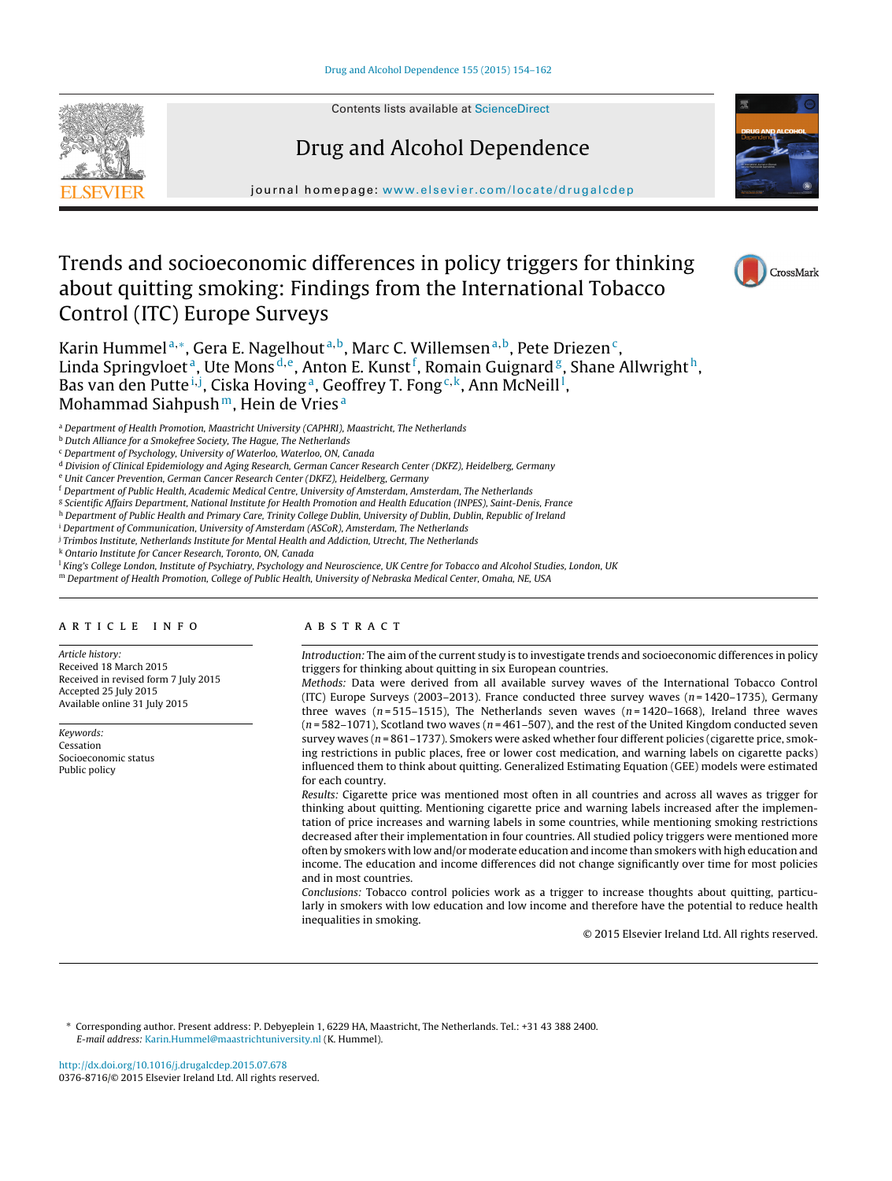# Trends and socioeconomic differences in policy triggers for thinking about quitting smoking: Findings from the International Tobacco Control (ITC) Europe Surveys

Karin Hummel[a,*], Gera E. Nagelhout[a,b], Marc C. Willemsen[a,b], Pete Driezen[c], Linda Springvloet[a], Ute Mons[d,e], Anton E. Kunst[f], Romain Guignard[g], Shane Allwright[h], Bas van den Putte[i,j], Ciska Hoving[a], Geoffrey T. Fong[c,k], Ann McNeill[l], Mohammad Siahpush[m], Hein de Vries[a]

[a] Department of Health Promotion, Maastricht University (CAPHRI), Maastricht, The Netherlands
[b] Dutch Alliance for a Smokefree Society, The Hague, The Netherlands
[c] Department of Psychology, University of Waterloo, Waterloo, ON, Canada
[d] Division of Clinical Epidemiology and Aging Research, German Cancer Research Center (DKFZ), Heidelberg, Germany
[e] Unit Cancer Prevention, German Cancer Research Center (DKFZ), Heidelberg, Germany
[f] Department of Public Health, Academic Medical Centre, University of Amsterdam, Amsterdam, The Netherlands
[g] Scientific Affairs Department, National Institute for Health Promotion and Health Education (INPES), Saint-Denis, France
[h] Department of Public Health and Primary Care, Trinity College Dublin, University of Dublin, Dublin, Republic of Ireland
[i] Department of Communication, University of Amsterdam (ASCoR), Amsterdam, The Netherlands
[j] Trimbos Institute, Netherlands Institute for Mental Health and Addiction, Utrecht, The Netherlands
[k] Ontario Institute for Cancer Research, Toronto, ON, Canada
[l] King's College London, Institute of Psychiatry, Psychology and Neuroscience, UK Centre for Tobacco and Alcohol Studies, London, UK
[m] Department of Health Promotion, College of Public Health, University of Nebraska Medical Center, Omaha, NE, USA

## ARTICLE INFO

*Article history:*
Received 18 March 2015
Received in revised form 7 July 2015
Accepted 25 July 2015
Available online 31 July 2015

*Keywords:*
Cessation
Socioeconomic status
Public policy

## ABSTRACT

*Introduction:* The aim of the current study is to investigate trends and socioeconomic differences in policy triggers for thinking about quitting in six European countries.

*Methods:* Data were derived from all available survey waves of the International Tobacco Control (ITC) Europe Surveys (2003–2013). France conducted three survey waves ($n$ = 1420–1735), Germany three waves ($n$ = 515–1515), The Netherlands seven waves ($n$ = 1420–1668), Ireland three waves ($n$ = 582–1071), Scotland two waves ($n$ = 461–507), and the rest of the United Kingdom conducted seven survey waves ($n$ = 861–1737). Smokers were asked whether four different policies (cigarette price, smoking restrictions in public places, free or lower cost medication, and warning labels on cigarette packs) influenced them to think about quitting. Generalized Estimating Equation (GEE) models were estimated for each country.

*Results:* Cigarette price was mentioned most often in all countries and across all waves as trigger for thinking about quitting. Mentioning cigarette price and warning labels increased after the implementation of price increases and warning labels in some countries, while mentioning smoking restrictions decreased after their implementation in four countries. All studied policy triggers were mentioned more often by smokers with low and/or moderate education and income than smokers with high education and income. The education and income differences did not change significantly over time for most policies and in most countries.

*Conclusions:* Tobacco control policies work as a trigger to increase thoughts about quitting, particularly in smokers with low education and low income and therefore have the potential to reduce health inequalities in smoking.

© 2015 Elsevier Ireland Ltd. All rights reserved.

\* Corresponding author. Present address: P. Debyeplein 1, 6229 HA, Maastricht, The Netherlands. Tel.: +31 43 388 2400.
*E-mail address:* Karin.Hummel@maastrichtuniversity.nl (K. Hummel).

http://dx.doi.org/10.1016/j.drugalcdep.2015.07.678
0376-8716/© 2015 Elsevier Ireland Ltd. All rights reserved.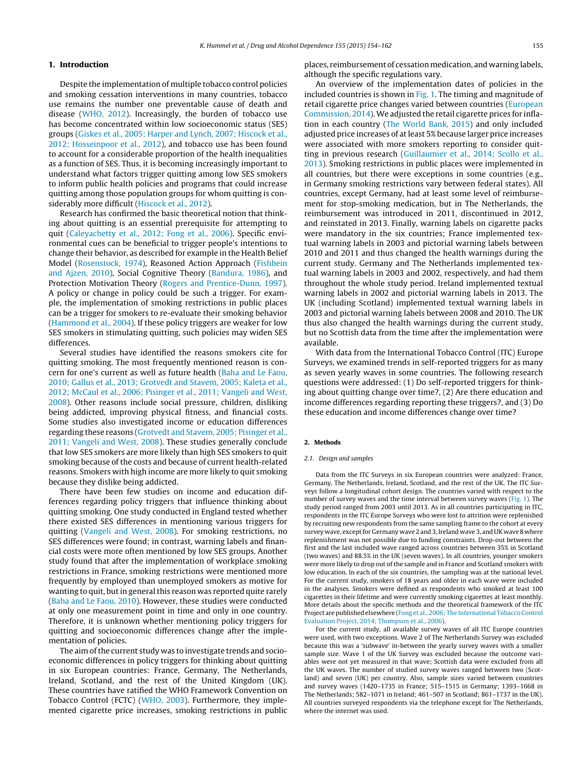## 1. Introduction

Despite the implementation of multiple tobacco control policies and smoking cessation interventions in many countries, tobacco use remains the number one preventable cause of death and disease (WHO, 2012). Increasingly, the burden of tobacco use has become concentrated within low socioeconomic status (SES) groups (Giskes et al., 2005; Harper and Lynch, 2007; Hiscock et al., 2012; Hosseinpoor et al., 2012), and tobacco use has been found to account for a considerable proportion of the health inequalities as a function of SES. Thus, it is becoming increasingly important to understand what factors trigger quitting among low SES smokers to inform public health policies and programs that could increase quitting among those population groups for whom quitting is considerably more difficult (Hiscock et al., 2012).

Research has confirmed the basic theoretical notion that thinking about quitting is an essential prerequisite for attempting to quit (Caleyachetty et al., 2012; Fong et al., 2006). Specific environmental cues can be beneficial to trigger people's intentions to change their behavior, as described for example in the Health Belief Model (Rosenstock, 1974), Reasoned Action Approach (Fishbein and Ajzen, 2010), Social Cognitive Theory (Bandura, 1986), and Protection Motivation Theory (Rogers and Prentice-Dunn, 1997). A policy or change in policy could be such a trigger. For example, the implementation of smoking restrictions in public places can be a trigger for smokers to re-evaluate their smoking behavior (Hammond et al., 2004). If these policy triggers are weaker for low SES smokers in stimulating quitting, such policies may widen SES differences.

Several studies have identified the reasons smokers cite for quitting smoking. The most frequently mentioned reason is concern for one's current as well as future health (Baha and Le Faou, 2010; Gallus et al., 2013; Grotvedt and Stavem, 2005; Kaleta et al., 2012; McCaul et al., 2006; Pisinger et al., 2011; Vangeli and West, 2008). Other reasons include social pressure, children, disliking being addicted, improving physical fitness, and financial costs. Some studies also investigated income or education differences regarding these reasons (Grotvedt and Stavem, 2005; Pisinger et al., 2011; Vangeli and West, 2008). These studies generally conclude that low SES smokers are more likely than high SES smokers to quit smoking because of the costs and because of current health-related reasons. Smokers with high income are more likely to quit smoking because they dislike being addicted.

There have been few studies on income and education differences regarding policy triggers that influence thinking about quitting smoking. One study conducted in England tested whether there existed SES differences in mentioning various triggers for quitting (Vangeli and West, 2008). For smoking restrictions, no SES differences were found; in contrast, warning labels and financial costs were more often mentioned by low SES groups. Another study found that after the implementation of workplace smoking restrictions in France, smoking restrictions were mentioned more frequently by employed than unemployed smokers as motive for wanting to quit, but in general this reason was reported quite rarely (Baha and Le Faou, 2010). However, these studies were conducted at only one measurement point in time and only in one country. Therefore, it is unknown whether mentioning policy triggers for quitting and socioeconomic differences change after the implementation of policies.

The aim of the current study was to investigate trends and socioeconomic differences in policy triggers for thinking about quitting in six European countries: France, Germany, The Netherlands, Ireland, Scotland, and the rest of the United Kingdom (UK). These countries have ratified the WHO Framework Convention on Tobacco Control (FCTC) (WHO, 2003). Furthermore, they implemented cigarette price increases, smoking restrictions in public places, reimbursement of cessation medication, and warning labels, although the specific regulations vary.

An overview of the implementation dates of policies in the included countries is shown in Fig. 1. The timing and magnitude of retail cigarette price changes varied between countries (European Commission, 2014). We adjusted the retail cigarette prices for inflation in each country (The World Bank, 2015) and only included adjusted price increases of at least 5% because larger price increases were associated with more smokers reporting to consider quitting in previous research (Guillaumier et al., 2014; Scollo et al., 2013). Smoking restrictions in public places were implemented in all countries, but there were exceptions in some countries (e.g., in Germany smoking restrictions vary between federal states). All countries, except Germany, had at least some level of reimbursement for stop-smoking medication, but in The Netherlands, the reimbursement was introduced in 2011, discontinued in 2012, and reinstated in 2013. Finally, warning labels on cigarette packs were mandatory in the six countries; France implemented textual warning labels in 2003 and pictorial warning labels between 2010 and 2011 and thus changed the health warnings during the current study. Germany and The Netherlands implemented textual warning labels in 2003 and 2002, respectively, and had them throughout the whole study period. Ireland implemented textual warning labels in 2002 and pictorial warning labels in 2013. The UK (including Scotland) implemented textual warning labels in 2003 and pictorial warning labels between 2008 and 2010. The UK thus also changed the health warnings during the current study, but no Scottish data from the time after the implementation were available.

With data from the International Tobacco Control (ITC) Europe Surveys, we examined trends in self-reported triggers for as many as seven yearly waves in some countries. The following research questions were addressed: (1) Do self-reported triggers for thinking about quitting change over time?, (2) Are there education and income differences regarding reporting these triggers?, and (3) Do these education and income differences change over time?

## 2. Methods

### 2.1. Design and samples

Data from the ITC Surveys in six European countries were analyzed: France, Germany, The Netherlands, Ireland, Scotland, and the rest of the UK. The ITC Surveys follow a longitudinal cohort design. The countries varied with respect to the number of survey waves and the time interval between survey waves (Fig. 1). The study period ranged from 2003 until 2013. As in all countries participating in ITC, respondents in the ITC Europe Surveys who were lost to attrition were replenished by recruiting new respondents from the same sampling frame to the cohort at every survey wave, except for Germany wave 2 and 3, Ireland wave 3, and UK wave 8 where replenishment was not possible due to funding constraints. Drop-out between the first and the last included wave ranged across countries between 35% in Scotland (two waves) and 88.5% in the UK (seven waves). In all countries, younger smokers were more likely to drop out of the sample and in France and Scotland smokers with low education. In each of the six countries, the sampling was at the national level. For the current study, smokers of 18 years and older in each wave were included in the analyses. Smokers were defined as respondents who smoked at least 100 cigarettes in their lifetime and were currently smoking cigarettes at least monthly. More details about the specific methods and the theoretical framework of the ITC Project are published elsewhere (Fong et al., 2006; The International Tobacco Control Evaluation Project, 2014; Thompson et al., 2006).

For the current study, all available survey waves of all ITC Europe countries were used, with two exceptions. Wave 2 of The Netherlands Survey was excluded because this was a 'subwave' in-between the yearly survey waves with a smaller sample size. Wave 1 of the UK Survey was excluded because the outcome variables were not yet measured in that wave; Scottish data were excluded from all the UK waves. The number of studied survey waves ranged between two (Scotland) and seven (UK) per country. Also, sample sizes varied between countries and survey waves (1420–1735 in France; 515–1515 in Germany; 1393–1668 in The Netherlands; 582–1071 in Ireland; 461–507 in Scotland; 861–1737 in the UK). All countries surveyed respondents via the telephone except for The Netherlands, where the internet was used.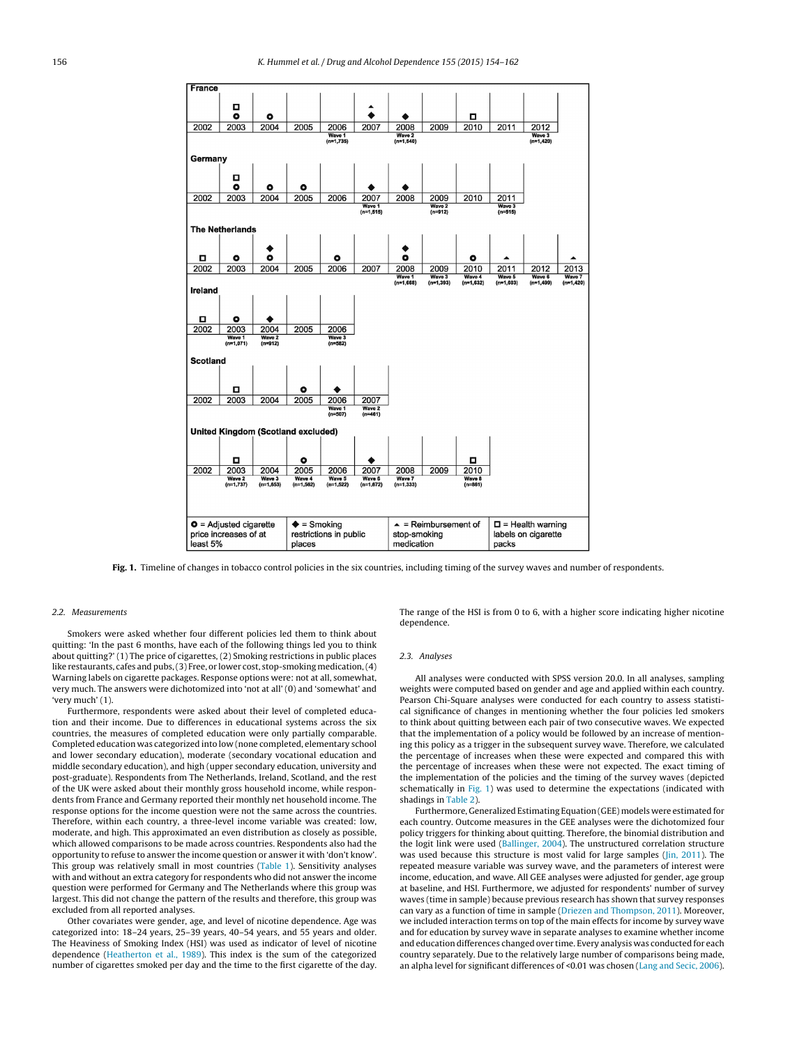France

2002 2003 2004 2005 2006 2007 2008 2009 2010 2011 2012

Wave 1 (n=1,735)

Wave 2 (n=1,540)

Wave 3 (n=1,420)

Germany

2002 2003 2004 2005 2006 2007 2008 2009 2010 2011

Wave 1 (n=1,515)

Wave 2 (n=912)

Wave 3 (n=515)

The Netherlands

2002 2003 2004 2005 2006 2007 2008 2009 2010 2011 2012 2013

Wave 1 (n=1,668)

Wave 3 (n=1,393)

Wave 4 (n=1,632)

Wave 5 (n=1,693)

Wave 6 (n=1,499)

Wave 7 (n=1,420)

Ireland

2002 2003 2004 2005 2006

Wave 1 (n=1,071)

Wave 2 (n=912)

Wave 3 (n=582)

Scotland

2002 2003 2004 2005 2006 2007

Wave 1 (n=507)

Wave 2 (n=461)

United Kingdom (Scotland excluded)

2002 2003 2004 2005 2006 2007 2008 2009 2010

Wave 2 (n=1,737)

Wave 3 (n=1,653)

Wave 4 (n=1,562)

Wave 5 (n=1,522)

Wave 6 (n=1,672)

Wave 7 (n=1,333)

Wave 8 (n=861)

● = Adjusted cigarette price increases of at least 5%

◆ = Smoking restrictions in public places

▲ = Reimbursement of stop-smoking medication

☐ = Health warning labels on cigarette packs

**Fig. 1.** Timeline of changes in tobacco control policies in the six countries, including timing of the survey waves and number of respondents.

### 2.2. Measurements

Smokers were asked whether four different policies led them to think about quitting: 'In the past 6 months, have each of the following things led you to think about quitting?' (1) The price of cigarettes, (2) Smoking restrictions in public places like restaurants, cafes and pubs, (3) Free, or lower cost, stop-smoking medication, (4) Warning labels on cigarette packages. Response options were: not at all, somewhat, very much. The answers were dichotomized into 'not at all' (0) and 'somewhat' and 'very much' (1).

Furthermore, respondents were asked about their level of completed education and their income. Due to differences in educational systems across the six countries, the measures of completed education were only partially comparable. Completed education was categorized into low (none completed, elementary school and lower secondary education), moderate (secondary vocational education and middle secondary education), and high (upper secondary education, university and post-graduate). Respondents from The Netherlands, Ireland, Scotland, and the rest of the UK were asked about their monthly gross household income, while respondents from France and Germany reported their monthly net household income. The response options for the income question were not the same across the countries. Therefore, within each country, a three-level income variable was created: low, moderate, and high. This approximated an even distribution as closely as possible, which allowed comparisons to be made across countries. Respondents also had the opportunity to refuse to answer the income question or answer it with 'don't know'. This group was relatively small in most countries (Table 1). Sensitivity analyses with and without an extra category for respondents who did not answer the income question were performed for Germany and The Netherlands where this group was largest. This did not change the pattern of the results and therefore, this group was excluded from all reported analyses.

Other covariates were gender, age, and level of nicotine dependence. Age was categorized into: 18–24 years, 25–39 years, 40–54 years, and 55 years and older. The Heaviness of Smoking Index (HSI) was used as indicator of level of nicotine dependence (Heatherton et al., 1989). This index is the sum of the categorized number of cigarettes smoked per day and the time to the first cigarette of the day. The range of the HSI is from 0 to 6, with a higher score indicating higher nicotine dependence.

### 2.3. Analyses

All analyses were conducted with SPSS version 20.0. In all analyses, sampling weights were computed based on gender and age and applied within each country. Pearson Chi-Square analyses were conducted for each country to assess statistical significance of changes in mentioning whether the four policies led smokers to think about quitting between each pair of two consecutive waves. We expected that the implementation of a policy would be followed by an increase of mentioning this policy as a trigger in the subsequent survey wave. Therefore, we calculated the percentage of increases when these were expected and compared this with the percentage of increases when these were not expected. The exact timing of the implementation of the policies and the timing of the survey waves (depicted schematically in Fig. 1) was used to determine the expectations (indicated with shadings in Table 2).

Furthermore, Generalized Estimating Equation (GEE) models were estimated for each country. Outcome measures in the GEE analyses were the dichotomized four policy triggers for thinking about quitting. Therefore, the binomial distribution and the logit link were used (Ballinger, 2004). The unstructured correlation structure was used because this structure is most valid for large samples (Jin, 2011). The repeated measure variable was survey wave, and the parameters of interest were income, education, and wave. All GEE analyses were adjusted for gender, age group at baseline, and HSI. Furthermore, we adjusted for respondents' number of survey waves (time in sample) because previous research has shown that survey responses can vary as a function of time in sample (Driezen and Thompson, 2011). Moreover, we included interaction terms on top of the main effects for income by survey wave and for education by survey wave in separate analyses to examine whether income and education differences changed over time. Every analysis was conducted for each country separately. Due to the relatively large number of comparisons being made, an alpha level for significant differences of <0.01 was chosen (Lang and Secic, 2006).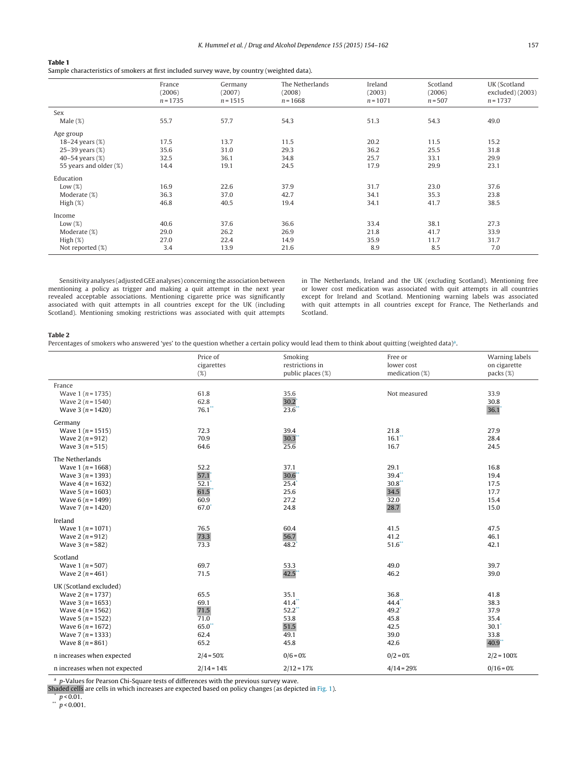**Table 1**
Sample characteristics of smokers at first included survey wave, by country (weighted data).

| | France (2006) $n = 1735$ | Germany (2007) $n = 1515$ | The Netherlands (2008) $n = 1668$ | Ireland (2003) $n = 1071$ | Scotland (2006) $n = 507$ | UK (Scotland excluded) (2003) $n = 1737$ |
|---|---|---|---|---|---|---|
| Sex | | | | | | |
| Male (%) | 55.7 | 57.7 | 54.3 | 51.3 | 54.3 | 49.0 |
| Age group | | | | | | |
| 18–24 years (%) | 17.5 | 13.7 | 11.5 | 20.2 | 11.5 | 15.2 |
| 25–39 years (%) | 35.6 | 31.0 | 29.3 | 36.2 | 25.5 | 31.8 |
| 40–54 years (%) | 32.5 | 36.1 | 34.8 | 25.7 | 33.1 | 29.9 |
| 55 years and older (%) | 14.4 | 19.1 | 24.5 | 17.9 | 29.9 | 23.1 |
| Education | | | | | | |
| Low (%) | 16.9 | 22.6 | 37.9 | 31.7 | 23.0 | 37.6 |
| Moderate (%) | 36.3 | 37.0 | 42.7 | 34.1 | 35.3 | 23.8 |
| High (%) | 46.8 | 40.5 | 19.4 | 34.1 | 41.7 | 38.5 |
| Income | | | | | | |
| Low (%) | 40.6 | 37.6 | 36.6 | 33.4 | 38.1 | 27.3 |
| Moderate (%) | 29.0 | 26.2 | 26.9 | 21.8 | 41.7 | 33.9 |
| High (%) | 27.0 | 22.4 | 14.9 | 35.9 | 11.7 | 31.7 |
| Not reported (%) | 3.4 | 13.9 | 21.6 | 8.9 | 8.5 | 7.0 |

Sensitivity analyses (adjusted GEE analyses) concerning the association between mentioning a policy as trigger and making a quit attempt in the next year revealed acceptable associations. Mentioning cigarette price was significantly associated with quit attempts in all countries except for the UK (including Scotland). Mentioning smoking restrictions was associated with quit attempts in The Netherlands, Ireland and the UK (excluding Scotland). Mentioning free or lower cost medication was associated with quit attempts in all countries except for Ireland and Scotland. Mentioning warning labels was associated with quit attempts in all countries except for France, The Netherlands and Scotland.

**Table 2**
Percentages of smokers who answered 'yes' to the question whether a certain policy would lead them to think about quitting (weighted data)[a].

| | Price of cigarettes (%) | Smoking restrictions in public places (%) | Free or lower cost medication (%) | Warning labels on cigarette packs (%) |
|---|---|---|---|---|
| France | | | | |
| Wave 1 ($n = 1735$) | 61.8 | 35.6 | Not measured | 33.9 |
| Wave 2 ($n = 1540$) | 62.8 | 30.2* | | 30.8 |
| Wave 3 ($n = 1420$) | 76.1** | 23.6** | | 36.1* |
| Germany | | | | |
| Wave 1 ($n = 1515$) | 72.3 | 39.4 | 21.8 | 27.9 |
| Wave 2 ($n = 912$) | 70.9 | 30.3** | 16.1** | 28.4 |
| Wave 3 ($n = 515$) | 64.6 | 25.6 | 16.7 | 24.5 |
| The Netherlands | | | | |
| Wave 1 ($n = 1668$) | 52.2 | 37.1 | 29.1 | 16.8 |
| Wave 3 ($n = 1393$) | 57.1* | 30.6** | 39.4** | 19.4 |
| Wave 4 ($n = 1632$) | 52.1* | 25.4* | 30.8** | 17.5 |
| Wave 5 ($n = 1603$) | 61.5** | 25.6 | 34.5 | 17.7 |
| Wave 6 ($n = 1499$) | 60.9 | 27.2 | 32.0 | 15.4 |
| Wave 7 ($n = 1420$) | 67.0* | 24.8 | 28.7 | 15.0 |
| Ireland | | | | |
| Wave 1 ($n = 1071$) | 76.5 | 60.4 | 41.5 | 47.5 |
| Wave 2 ($n = 912$) | 73.3 | 56.7 | 41.2 | 46.1 |
| Wave 3 ($n = 582$) | 73.3 | 48.2* | 51.6** | 42.1 |
| Scotland | | | | |
| Wave 1 ($n = 507$) | 69.7 | 53.3 | 49.0 | 39.7 |
| Wave 2 ($n = 461$) | 71.5 | 42.5** | 46.2 | 39.0 |
| UK (Scotland excluded) | | | | |
| Wave 2 ($n = 1737$) | 65.5 | 35.1 | 36.8 | 41.8 |
| Wave 3 ($n = 1653$) | 69.1 | 41.4** | 44.4** | 38.3 |
| Wave 4 ($n = 1562$) | 71.5 | 52.2** | 49.2* | 37.9 |
| Wave 5 ($n = 1522$) | 71.0 | 53.8 | 45.8 | 35.4 |
| Wave 6 ($n = 1672$) | 65.0** | 51.5 | 42.5 | 30.1* |
| Wave 7 ($n = 1333$) | 62.4 | 49.1 | 39.0 | 33.8 |
| Wave 8 ($n = 861$) | 65.2 | 45.8 | 42.6 | 40.9** |
| n increases when expected | 2/4 = 50% | 0/6 = 0% | 0/2 = 0% | 2/2 = 100% |
| n increases when not expected | 2/14 = 14% | 2/12 = 17% | 4/14 = 29% | 0/16 = 0% |

[a] p-Values for Pearson Chi-Square tests of differences with the previous survey wave.
Shaded cells are cells in which increases are expected based on policy changes (as depicted in Fig. 1).
\* $p < 0.01$.
\*\* $p < 0.001$.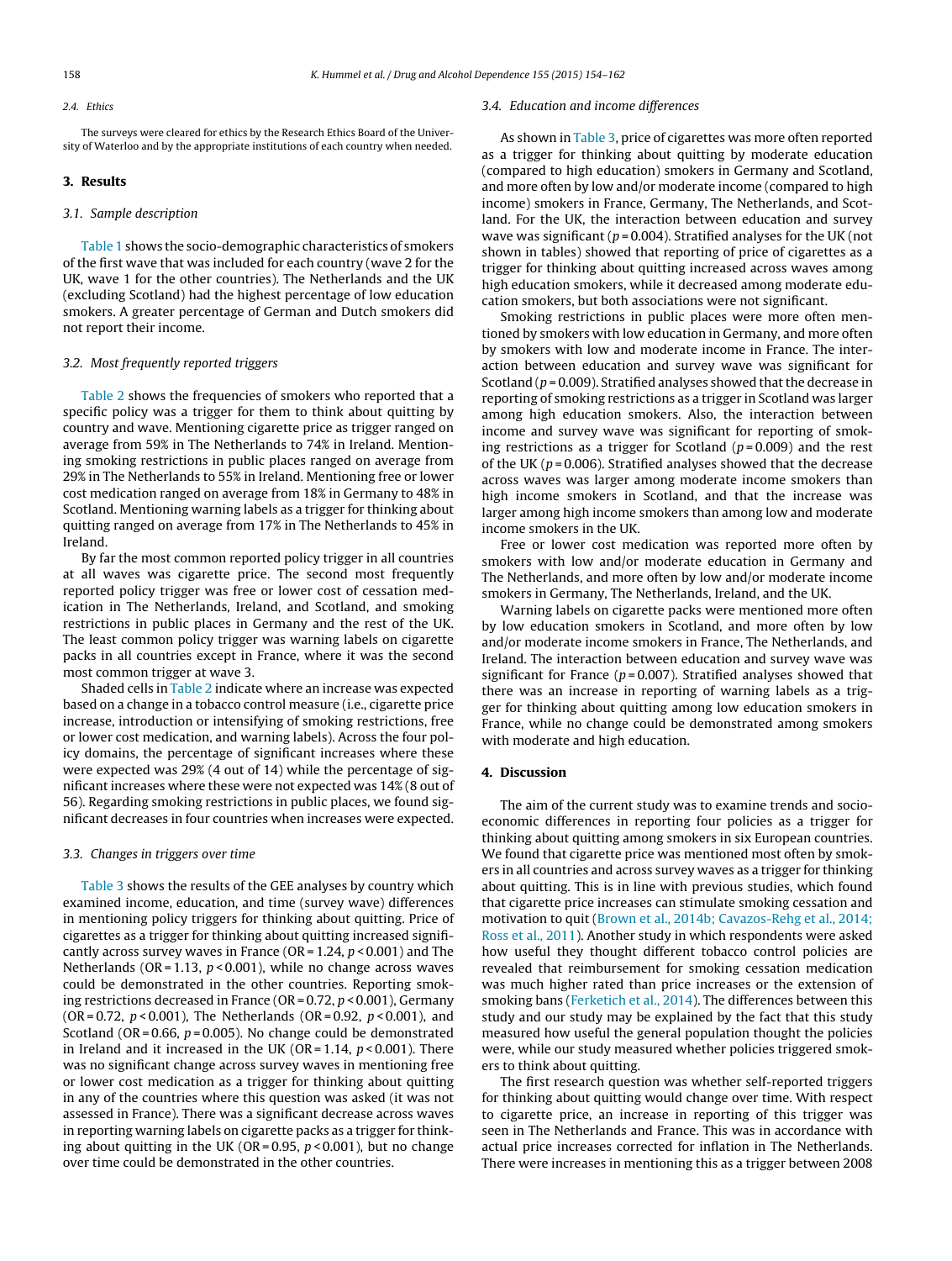### 2.4. Ethics

The surveys were cleared for ethics by the Research Ethics Board of the University of Waterloo and by the appropriate institutions of each country when needed.

## 3. Results

### 3.1. Sample description

Table 1 shows the socio-demographic characteristics of smokers of the first wave that was included for each country (wave 2 for the UK, wave 1 for the other countries). The Netherlands and the UK (excluding Scotland) had the highest percentage of low education smokers. A greater percentage of German and Dutch smokers did not report their income.

### 3.2. Most frequently reported triggers

Table 2 shows the frequencies of smokers who reported that a specific policy was a trigger for them to think about quitting by country and wave. Mentioning cigarette price as trigger ranged on average from 59% in The Netherlands to 74% in Ireland. Mentioning smoking restrictions in public places ranged on average from 29% in The Netherlands to 55% in Ireland. Mentioning free or lower cost medication ranged on average from 18% in Germany to 48% in Scotland. Mentioning warning labels as a trigger for thinking about quitting ranged on average from 17% in The Netherlands to 45% in Ireland.

By far the most common reported policy trigger in all countries at all waves was cigarette price. The second most frequently reported policy trigger was free or lower cost of cessation medication in The Netherlands, Ireland, and Scotland, and smoking restrictions in public places in Germany and the rest of the UK. The least common policy trigger was warning labels on cigarette packs in all countries except in France, where it was the second most common trigger at wave 3.

Shaded cells in Table 2 indicate where an increase was expected based on a change in a tobacco control measure (i.e., cigarette price increase, introduction or intensifying of smoking restrictions, free or lower cost medication, and warning labels). Across the four policy domains, the percentage of significant increases where these were expected was 29% (4 out of 14) while the percentage of significant increases where these were not expected was 14% (8 out of 56). Regarding smoking restrictions in public places, we found significant decreases in four countries when increases were expected.

### 3.3. Changes in triggers over time

Table 3 shows the results of the GEE analyses by country which examined income, education, and time (survey wave) differences in mentioning policy triggers for thinking about quitting. Price of cigarettes as a trigger for thinking about quitting increased significantly across survey waves in France (OR = 1.24, $p < 0.001$) and The Netherlands (OR = 1.13, $p < 0.001$), while no change across waves could be demonstrated in the other countries. Reporting smoking restrictions decreased in France (OR = 0.72, $p < 0.001$), Germany (OR = 0.72, $p < 0.001$), The Netherlands (OR = 0.92, $p < 0.001$), and Scotland (OR = 0.66, $p = 0.005$). No change could be demonstrated in Ireland and it increased in the UK (OR = 1.14, $p < 0.001$). There was no significant change across survey waves in mentioning free or lower cost medication as a trigger for thinking about quitting in any of the countries where this question was asked (it was not assessed in France). There was a significant decrease across waves in reporting warning labels on cigarette packs as a trigger for thinking about quitting in the UK (OR = 0.95, $p < 0.001$), but no change over time could be demonstrated in the other countries.

### 3.4. Education and income differences

As shown in Table 3, price of cigarettes was more often reported as a trigger for thinking about quitting by moderate education (compared to high education) smokers in Germany and Scotland, and more often by low and/or moderate income (compared to high income) smokers in France, Germany, The Netherlands, and Scotland. For the UK, the interaction between education and survey wave was significant ($p = 0.004$). Stratified analyses for the UK (not shown in tables) showed that reporting of price of cigarettes as a trigger for thinking about quitting increased across waves among high education smokers, while it decreased among moderate education smokers, but both associations were not significant.

Smoking restrictions in public places were more often mentioned by smokers with low education in Germany, and more often by smokers with low and moderate income in France. The interaction between education and survey wave was significant for Scotland ($p = 0.009$). Stratified analyses showed that the decrease in reporting of smoking restrictions as a trigger in Scotland was larger among high education smokers. Also, the interaction between income and survey wave was significant for reporting of smoking restrictions as a trigger for Scotland ($p = 0.009$) and the rest of the UK ($p = 0.006$). Stratified analyses showed that the decrease across waves was larger among moderate income smokers than high income smokers in Scotland, and that the increase was larger among high income smokers than among low and moderate income smokers in the UK.

Free or lower cost medication was reported more often by smokers with low and/or moderate education in Germany and The Netherlands, and more often by low and/or moderate income smokers in Germany, The Netherlands, Ireland, and the UK.

Warning labels on cigarette packs were mentioned more often by low education smokers in Scotland, and more often by low and/or moderate income smokers in France, The Netherlands, and Ireland. The interaction between education and survey wave was significant for France ($p = 0.007$). Stratified analyses showed that there was an increase in reporting of warning labels as a trigger for thinking about quitting among low education smokers in France, while no change could be demonstrated among smokers with moderate and high education.

## 4. Discussion

The aim of the current study was to examine trends and socioeconomic differences in reporting four policies as a trigger for thinking about quitting among smokers in six European countries. We found that cigarette price was mentioned most often by smokers in all countries and across survey waves as a trigger for thinking about quitting. This is in line with previous studies, which found that cigarette price increases can stimulate smoking cessation and motivation to quit (Brown et al., 2014b; Cavazos-Rehg et al., 2014; Ross et al., 2011). Another study in which respondents were asked how useful they thought different tobacco control policies are revealed that reimbursement for smoking cessation medication was much higher rated than price increases or the extension of smoking bans (Ferketich et al., 2014). The differences between this study and our study may be explained by the fact that this study measured how useful the general population thought the policies were, while our study measured whether policies triggered smokers to think about quitting.

The first research question was whether self-reported triggers for thinking about quitting would change over time. With respect to cigarette price, an increase in reporting of this trigger was seen in The Netherlands and France. This was in accordance with actual price increases corrected for inflation in The Netherlands. There were increases in mentioning this as a trigger between 2008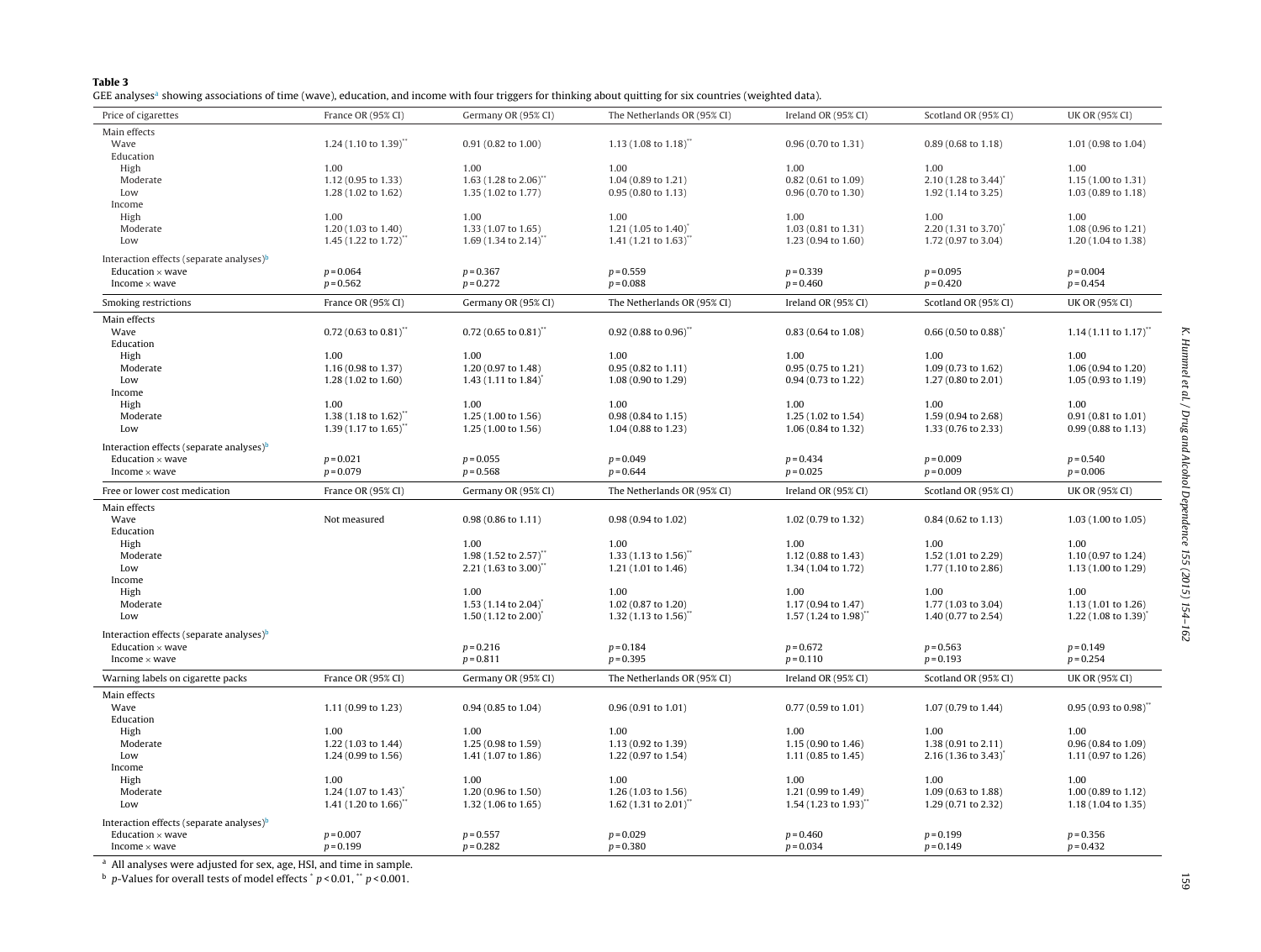**Table 3**

GEE analyses[a] showing associations of time (wave), education, and income with four triggers for thinking about quitting for six countries (weighted data).

| Price of cigarettes | France OR (95% CI) | Germany OR (95% CI) | The Netherlands OR (95% CI) | Ireland OR (95% CI) | Scotland OR (95% CI) | UK OR (95% CI) |
|---|---|---|---|---|---|---|
| Main effects | | | | | | |
| Wave | 1.24 (1.10 to 1.39)** | 0.91 (0.82 to 1.00) | 1.13 (1.08 to 1.18)** | 0.96 (0.70 to 1.31) | 0.89 (0.68 to 1.18) | 1.01 (0.98 to 1.04) |
| Education | | | | | | |
| High | 1.00 | 1.00 | 1.00 | 1.00 | 1.00 | 1.00 |
| Moderate | 1.12 (0.95 to 1.33) | 1.63 (1.28 to 2.06)** | 1.04 (0.89 to 1.21) | 0.82 (0.61 to 1.09) | 2.10 (1.28 to 3.44)* | 1.15 (1.00 to 1.31) |
| Low | 1.28 (1.02 to 1.62) | 1.35 (1.02 to 1.77) | 0.95 (0.80 to 1.13) | 0.96 (0.70 to 1.30) | 1.92 (1.14 to 3.25) | 1.03 (0.89 to 1.18) |
| Income | | | | | | |
| High | 1.00 | 1.00 | 1.00 | 1.00 | 1.00 | 1.00 |
| Moderate | 1.20 (1.03 to 1.40) | 1.33 (1.07 to 1.65) | 1.21 (1.05 to 1.40)* | 1.03 (0.81 to 1.31) | 2.20 (1.31 to 3.70)* | 1.08 (0.96 to 1.21) |
| Low | 1.45 (1.22 to 1.72)** | 1.69 (1.34 to 2.14)** | 1.41 (1.21 to 1.63)** | 1.23 (0.94 to 1.60) | 1.72 (0.97 to 3.04) | 1.20 (1.04 to 1.38) |
| Interaction effects (separate analyses)[b] | | | | | | |
| Education × wave | $p = 0.064$ | $p = 0.367$ | $p = 0.559$ | $p = 0.339$ | $p = 0.095$ | $p = 0.004$ |
| Income × wave | $p = 0.562$ | $p = 0.272$ | $p = 0.088$ | $p = 0.460$ | $p = 0.420$ | $p = 0.454$ |
| **Smoking restrictions** | **France OR (95% CI)** | **Germany OR (95% CI)** | **The Netherlands OR (95% CI)** | **Ireland OR (95% CI)** | **Scotland OR (95% CI)** | **UK OR (95% CI)** |
| Main effects | | | | | | |
| Wave | 0.72 (0.63 to 0.81)** | 0.72 (0.65 to 0.81)** | 0.92 (0.88 to 0.96)** | 0.83 (0.64 to 1.08) | 0.66 (0.50 to 0.88)* | 1.14 (1.11 to 1.17)** |
| Education | | | | | | |
| High | 1.00 | 1.00 | 1.00 | 1.00 | 1.00 | 1.00 |
| Moderate | 1.16 (0.98 to 1.37) | 1.20 (0.97 to 1.48) | 0.95 (0.82 to 1.11) | 0.95 (0.75 to 1.21) | 1.09 (0.73 to 1.62) | 1.06 (0.94 to 1.20) |
| Low | 1.28 (1.02 to 1.60) | 1.43 (1.11 to 1.84)* | 1.08 (0.90 to 1.29) | 0.94 (0.73 to 1.22) | 1.27 (0.80 to 2.01) | 1.05 (0.93 to 1.19) |
| Income | | | | | | |
| High | 1.00 | 1.00 | 1.00 | 1.00 | 1.00 | 1.00 |
| Moderate | 1.38 (1.18 to 1.62)** | 1.25 (1.00 to 1.56) | 0.98 (0.84 to 1.15) | 1.25 (1.02 to 1.54) | 1.59 (0.94 to 2.68) | 0.91 (0.81 to 1.01) |
| Low | 1.39 (1.17 to 1.65)** | 1.25 (1.00 to 1.56) | 1.04 (0.88 to 1.23) | 1.06 (0.84 to 1.32) | 1.33 (0.76 to 2.33) | 0.99 (0.88 to 1.13) |
| Interaction effects (separate analyses)[b] | | | | | | |
| Education × wave | $p = 0.021$ | $p = 0.055$ | $p = 0.049$ | $p = 0.434$ | $p = 0.009$ | $p = 0.540$ |
| Income × wave | $p = 0.079$ | $p = 0.568$ | $p = 0.644$ | $p = 0.025$ | $p = 0.009$ | $p = 0.006$ |
| **Free or lower cost medication** | **France OR (95% CI)** | **Germany OR (95% CI)** | **The Netherlands OR (95% CI)** | **Ireland OR (95% CI)** | **Scotland OR (95% CI)** | **UK OR (95% CI)** |
| Main effects | | | | | | |
| Wave | Not measured | 0.98 (0.86 to 1.11) | 0.98 (0.94 to 1.02) | 1.02 (0.79 to 1.32) | 0.84 (0.62 to 1.13) | 1.03 (1.00 to 1.05) |
| Education | | | | | | |
| High | | 1.00 | 1.00 | 1.00 | 1.00 | 1.00 |
| Moderate | | 1.98 (1.52 to 2.57)** | 1.33 (1.13 to 1.56)** | 1.12 (0.88 to 1.43) | 1.52 (1.01 to 2.29) | 1.10 (0.97 to 1.24) |
| Low | | 2.21 (1.63 to 3.00)** | 1.21 (1.01 to 1.46) | 1.34 (1.04 to 1.72) | 1.77 (1.10 to 2.86) | 1.13 (1.00 to 1.29) |
| Income | | | | | | |
| High | | 1.00 | 1.00 | 1.00 | 1.00 | 1.00 |
| Moderate | | 1.53 (1.14 to 2.04)* | 1.02 (0.87 to 1.20) | 1.17 (0.94 to 1.47) | 1.77 (1.03 to 3.04) | 1.13 (1.01 to 1.26) |
| Low | | 1.50 (1.12 to 2.00)* | 1.32 (1.13 to 1.56)** | 1.57 (1.24 to 1.98)** | 1.40 (0.77 to 2.54) | 1.22 (1.08 to 1.39)* |
| Interaction effects (separate analyses)[b] | | | | | | |
| Education × wave | | $p = 0.216$ | $p = 0.184$ | $p = 0.672$ | $p = 0.563$ | $p = 0.149$ |
| Income × wave | | $p = 0.811$ | $p = 0.395$ | $p = 0.110$ | $p = 0.193$ | $p = 0.254$ |
| **Warning labels on cigarette packs** | **France OR (95% CI)** | **Germany OR (95% CI)** | **The Netherlands OR (95% CI)** | **Ireland OR (95% CI)** | **Scotland OR (95% CI)** | **UK OR (95% CI)** |
| Main effects | | | | | | |
| Wave | 1.11 (0.99 to 1.23) | 0.94 (0.85 to 1.04) | 0.96 (0.91 to 1.01) | 0.77 (0.59 to 1.01) | 1.07 (0.79 to 1.44) | 0.95 (0.93 to 0.98)** |
| Education | | | | | | |
| High | 1.00 | 1.00 | 1.00 | 1.00 | 1.00 | 1.00 |
| Moderate | 1.22 (1.03 to 1.44) | 1.25 (0.98 to 1.59) | 1.13 (0.92 to 1.39) | 1.15 (0.90 to 1.46) | 1.38 (0.91 to 2.11) | 0.96 (0.84 to 1.09) |
| Low | 1.24 (0.99 to 1.56) | 1.41 (1.07 to 1.86) | 1.22 (0.97 to 1.54) | 1.11 (0.85 to 1.45) | 2.16 (1.36 to 3.43)* | 1.11 (0.97 to 1.26) |
| Income | | | | | | |
| High | 1.00 | 1.00 | 1.00 | 1.00 | 1.00 | 1.00 |
| Moderate | 1.24 (1.07 to 1.43)* | 1.20 (0.96 to 1.50) | 1.26 (1.03 to 1.56) | 1.21 (0.99 to 1.49) | 1.09 (0.63 to 1.88) | 1.00 (0.89 to 1.12) |
| Low | 1.41 (1.20 to 1.66)** | 1.32 (1.06 to 1.65) | 1.62 (1.31 to 2.01)** | 1.54 (1.23 to 1.93)** | 1.29 (0.71 to 2.32) | 1.18 (1.04 to 1.35) |
| Interaction effects (separate analyses)[b] | | | | | | |
| Education × wave | $p = 0.007$ | $p = 0.557$ | $p = 0.029$ | $p = 0.460$ | $p = 0.199$ | $p = 0.356$ |
| Income × wave | $p = 0.199$ | $p = 0.282$ | $p = 0.380$ | $p = 0.034$ | $p = 0.149$ | $p = 0.432$ |

[a] All analyses were adjusted for sex, age, HSI, and time in sample.

[b] $p$-Values for overall tests of model effects * $p < 0.01$, ** $p < 0.001$.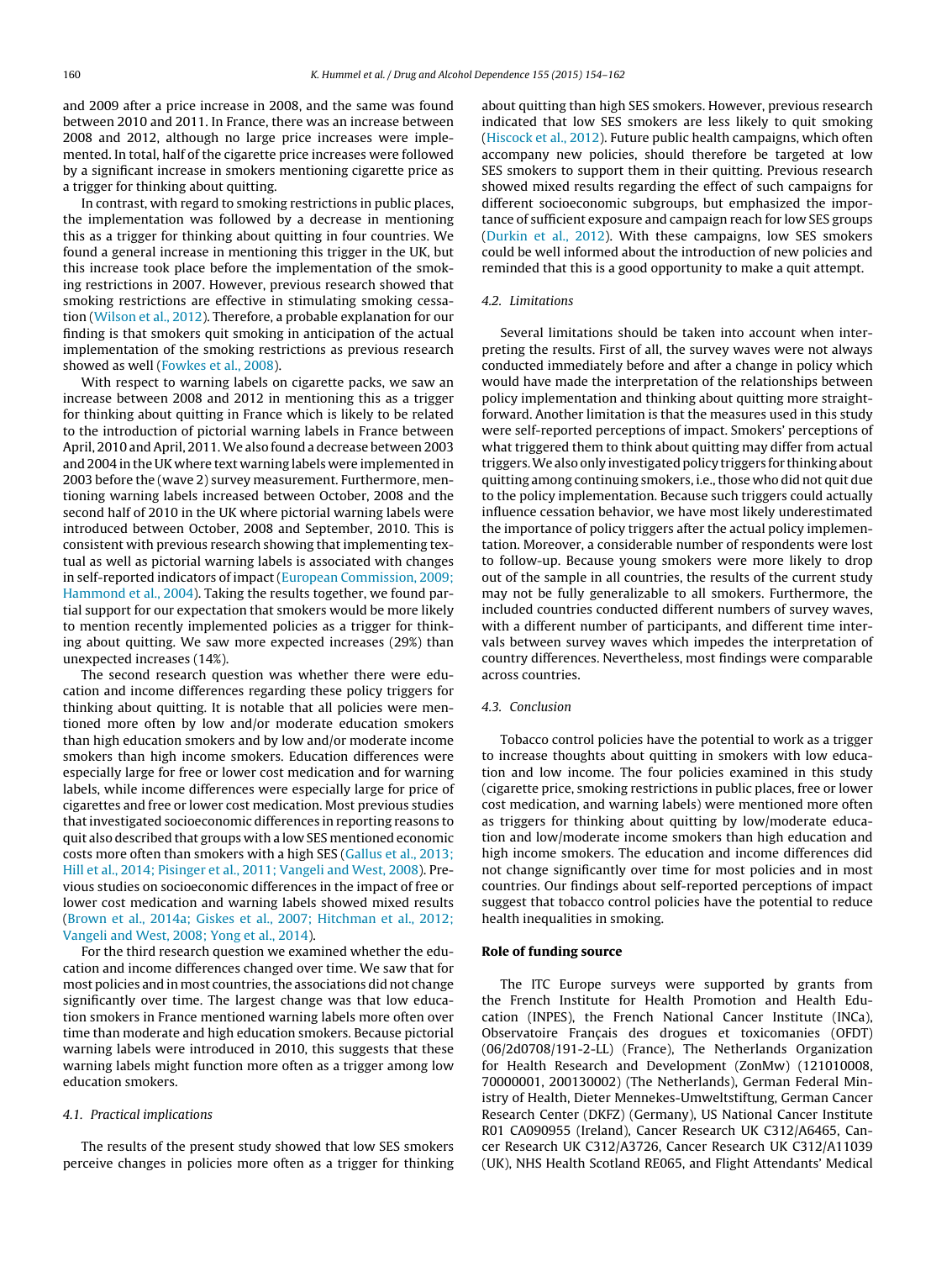and 2009 after a price increase in 2008, and the same was found between 2010 and 2011. In France, there was an increase between 2008 and 2012, although no large price increases were implemented. In total, half of the cigarette price increases were followed by a significant increase in smokers mentioning cigarette price as a trigger for thinking about quitting.

In contrast, with regard to smoking restrictions in public places, the implementation was followed by a decrease in mentioning this as a trigger for thinking about quitting in four countries. We found a general increase in mentioning this trigger in the UK, but this increase took place before the implementation of the smoking restrictions in 2007. However, previous research showed that smoking restrictions are effective in stimulating smoking cessation (Wilson et al., 2012). Therefore, a probable explanation for our finding is that smokers quit smoking in anticipation of the actual implementation of the smoking restrictions as previous research showed as well (Fowkes et al., 2008).

With respect to warning labels on cigarette packs, we saw an increase between 2008 and 2012 in mentioning this as a trigger for thinking about quitting in France which is likely to be related to the introduction of pictorial warning labels in France between April, 2010 and April, 2011. We also found a decrease between 2003 and 2004 in the UK where text warning labels were implemented in 2003 before the (wave 2) survey measurement. Furthermore, mentioning warning labels increased between October, 2008 and the second half of 2010 in the UK where pictorial warning labels were introduced between October, 2008 and September, 2010. This is consistent with previous research showing that implementing textual as well as pictorial warning labels is associated with changes in self-reported indicators of impact (European Commission, 2009; Hammond et al., 2004). Taking the results together, we found partial support for our expectation that smokers would be more likely to mention recently implemented policies as a trigger for thinking about quitting. We saw more expected increases (29%) than unexpected increases (14%).

The second research question was whether there were education and income differences regarding these policy triggers for thinking about quitting. It is notable that all policies were mentioned more often by low and/or moderate education smokers than high education smokers and by low and/or moderate income smokers than high income smokers. Education differences were especially large for free or lower cost medication and for warning labels, while income differences were especially large for price of cigarettes and free or lower cost medication. Most previous studies that investigated socioeconomic differences in reporting reasons to quit also described that groups with a low SES mentioned economic costs more often than smokers with a high SES (Gallus et al., 2013; Hill et al., 2014; Pisinger et al., 2011; Vangeli and West, 2008). Previous studies on socioeconomic differences in the impact of free or lower cost medication and warning labels showed mixed results (Brown et al., 2014a; Giskes et al., 2007; Hitchman et al., 2012; Vangeli and West, 2008; Yong et al., 2014).

For the third research question we examined whether the education and income differences changed over time. We saw that for most policies and in most countries, the associations did not change significantly over time. The largest change was that low education smokers in France mentioned warning labels more often over time than moderate and high education smokers. Because pictorial warning labels were introduced in 2010, this suggests that these warning labels might function more often as a trigger among low education smokers.

### 4.1. Practical implications

The results of the present study showed that low SES smokers perceive changes in policies more often as a trigger for thinking about quitting than high SES smokers. However, previous research indicated that low SES smokers are less likely to quit smoking (Hiscock et al., 2012). Future public health campaigns, which often accompany new policies, should therefore be targeted at low SES smokers to support them in their quitting. Previous research showed mixed results regarding the effect of such campaigns for different socioeconomic subgroups, but emphasized the importance of sufficient exposure and campaign reach for low SES groups (Durkin et al., 2012). With these campaigns, low SES smokers could be well informed about the introduction of new policies and reminded that this is a good opportunity to make a quit attempt.

### 4.2. Limitations

Several limitations should be taken into account when interpreting the results. First of all, the survey waves were not always conducted immediately before and after a change in policy which would have made the interpretation of the relationships between policy implementation and thinking about quitting more straightforward. Another limitation is that the measures used in this study were self-reported perceptions of impact. Smokers' perceptions of what triggered them to think about quitting may differ from actual triggers. We also only investigated policy triggers for thinking about quitting among continuing smokers, i.e., those who did not quit due to the policy implementation. Because such triggers could actually influence cessation behavior, we have most likely underestimated the importance of policy triggers after the actual policy implementation. Moreover, a considerable number of respondents were lost to follow-up. Because young smokers were more likely to drop out of the sample in all countries, the results of the current study may not be fully generalizable to all smokers. Furthermore, the included countries conducted different numbers of survey waves, with a different number of participants, and different time intervals between survey waves which impedes the interpretation of country differences. Nevertheless, most findings were comparable across countries.

### 4.3. Conclusion

Tobacco control policies have the potential to work as a trigger to increase thoughts about quitting in smokers with low education and low income. The four policies examined in this study (cigarette price, smoking restrictions in public places, free or lower cost medication, and warning labels) were mentioned more often as triggers for thinking about quitting by low/moderate education and low/moderate income smokers than high education and high income smokers. The education and income differences did not change significantly over time for most policies and in most countries. Our findings about self-reported perceptions of impact suggest that tobacco control policies have the potential to reduce health inequalities in smoking.

## Role of funding source

The ITC Europe surveys were supported by grants from the French Institute for Health Promotion and Health Education (INPES), the French National Cancer Institute (INCa), Observatoire Français des drogues et toxicomanies (OFDT) (06/2d0708/191-2-LL) (France), The Netherlands Organization for Health Research and Development (ZonMw) (121010008, 70000001, 200130002) (The Netherlands), German Federal Ministry of Health, Dieter Mennekes-Umweltstiftung, German Cancer Research Center (DKFZ) (Germany), US National Cancer Institute R01 CA090955 (Ireland), Cancer Research UK C312/A6465, Cancer Research UK C312/A3726, Cancer Research UK C312/A11039 (UK), NHS Health Scotland RE065, and Flight Attendants' Medical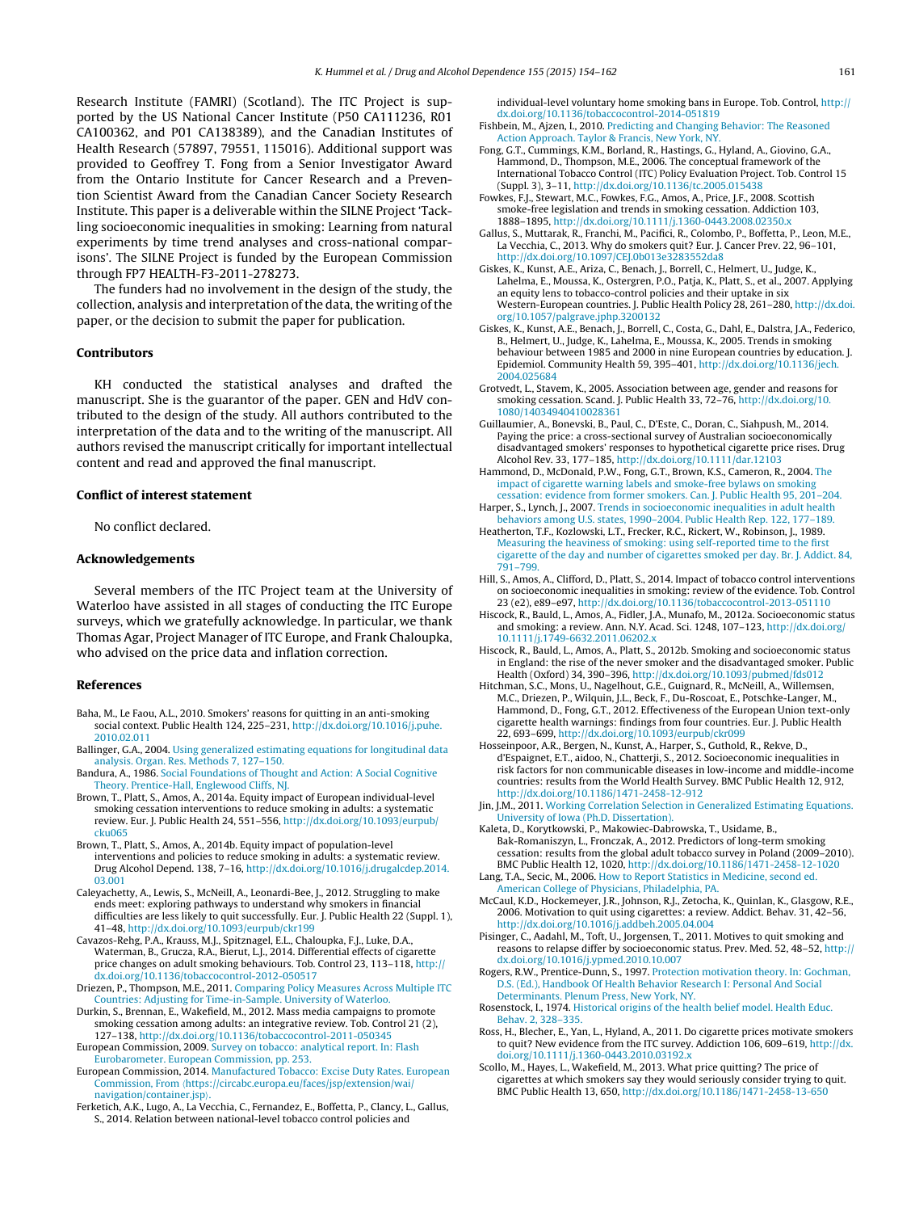Research Institute (FAMRI) (Scotland). The ITC Project is supported by the US National Cancer Institute (P50 CA111236, R01 CA100362, and P01 CA138389), and the Canadian Institutes of Health Research (57897, 79551, 115016). Additional support was provided to Geoffrey T. Fong from a Senior Investigator Award from the Ontario Institute for Cancer Research and a Prevention Scientist Award from the Canadian Cancer Society Research Institute. This paper is a deliverable within the SILNE Project 'Tackling socioeconomic inequalities in smoking: Learning from natural experiments by time trend analyses and cross-national comparisons'. The SILNE Project is funded by the European Commission through FP7 HEALTH-F3-2011-278273.

The funders had no involvement in the design of the study, the collection, analysis and interpretation of the data, the writing of the paper, or the decision to submit the paper for publication.

## Contributors

KH conducted the statistical analyses and drafted the manuscript. She is the guarantor of the paper. GEN and HdV contributed to the design of the study. All authors contributed to the interpretation of the data and to the writing of the manuscript. All authors revised the manuscript critically for important intellectual content and read and approved the final manuscript.

## Conflict of interest statement

No conflict declared.

## Acknowledgements

Several members of the ITC Project team at the University of Waterloo have assisted in all stages of conducting the ITC Europe surveys, which we gratefully acknowledge. In particular, we thank Thomas Agar, Project Manager of ITC Europe, and Frank Chaloupka, who advised on the price data and inflation correction.

## References

Baha, M., Le Faou, A.L., 2010. Smokers' reasons for quitting in an anti-smoking social context. Public Health 124, 225–231, http://dx.doi.org/10.1016/j.puhe.2010.02.011

Ballinger, G.A., 2004. Using generalized estimating equations for longitudinal data analysis. Organ. Res. Methods 7, 127–150.

Bandura, A., 1986. Social Foundations of Thought and Action: A Social Cognitive Theory. Prentice-Hall, Englewood Cliffs, NJ.

Brown, T., Platt, S., Amos, A., 2014a. Equity impact of European individual-level smoking cessation interventions to reduce smoking in adults: a systematic review. Eur. J. Public Health 24, 551–556, http://dx.doi.org/10.1093/eurpub/cku065

Brown, T., Platt, S., Amos, A., 2014b. Equity impact of population-level interventions and policies to reduce smoking in adults: a systematic review. Drug Alcohol Depend. 138, 7–16, http://dx.doi.org/10.1016/j.drugalcdep.2014.03.001

Caleyachetty, A., Lewis, S., McNeill, A., Leonardi-Bee, J., 2012. Struggling to make ends meet: exploring pathways to understand why smokers in financial difficulties are less likely to quit successfully. Eur. J. Public Health 22 (Suppl. 1), 41–48, http://dx.doi.org/10.1093/eurpub/ckr199

Cavazos-Rehg, P.A., Krauss, M.J., Spitznagel, E.L., Chaloupka, F.J., Luke, D.A., Waterman, B., Grucza, R.A., Bierut, L.J., 2014. Differential effects of cigarette price changes on adult smoking behaviours. Tob. Control 23, 113–118, http://dx.doi.org/10.1136/tobaccocontrol-2012-050517

Driezen, P., Thompson, M.E., 2011. Comparing Policy Measures Across Multiple ITC Countries: Adjusting for Time-in-Sample. University of Waterloo.

Durkin, S., Brennan, E., Wakefield, M., 2012. Mass media campaigns to promote smoking cessation among adults: an integrative review. Tob. Control 21 (2), 127–138, http://dx.doi.org/10.1136/tobaccocontrol-2011-050345

European Commission, 2009. Survey on tobacco: analytical report. In: Flash Eurobarometer. European Commission, pp. 253.

European Commission, 2014. Manufactured Tobacco: Excise Duty Rates. European Commission, From ⟨https://circabc.europa.eu/faces/jsp/extension/wai/navigation/container.jsp⟩.

Ferketich, A.K., Lugo, A., La Vecchia, C., Fernandez, E., Boffetta, P., Clancy, L., Gallus, S., 2014. Relation between national-level tobacco control policies and individual-level voluntary home smoking bans in Europe. Tob. Control, http://dx.doi.org/10.1136/tobaccocontrol-2014-051819

Fishbein, M., Ajzen, I., 2010. Predicting and Changing Behavior: The Reasoned Action Approach. Taylor & Francis, New York, NY.

Fong, G.T., Cummings, K.M., Borland, R., Hastings, G., Hyland, A., Giovino, G.A., Hammond, D., Thompson, M.E., 2006. The conceptual framework of the International Tobacco Control (ITC) Policy Evaluation Project. Tob. Control 15 (Suppl. 3), 3–11, http://dx.doi.org/10.1136/tc.2005.015438

Fowkes, F.J., Stewart, M.C., Fowkes, F.G., Amos, A., Price, J.F., 2008. Scottish smoke-free legislation and trends in smoking cessation. Addiction 103, 1888–1895, http://dx.doi.org/10.1111/j.1360-0443.2008.02350.x

Gallus, S., Muttarak, R., Franchi, M., Pacifici, R., Colombo, P., Boffetta, P., Leon, M.E., La Vecchia, C., 2013. Why do smokers quit? Eur. J. Cancer Prev. 22, 96–101, http://dx.doi.org/10.1097/CEJ.0b013e3283552da8

Giskes, K., Kunst, A.E., Ariza, C., Benach, J., Borrell, C., Helmert, U., Judge, K., Lahelma, E., Moussa, K., Ostergren, P.O., Patja, K., Platt, S., et al., 2007. Applying an equity lens to tobacco-control policies and their uptake in six Western-European countries. J. Public Health Policy 28, 261–280, http://dx.doi.org/10.1057/palgrave.jphp.3200132

Giskes, K., Kunst, A.E., Benach, J., Borrell, C., Costa, G., Dahl, E., Dalstra, J.A., Federico, B., Helmert, U., Judge, K., Lahelma, E., Moussa, K., 2005. Trends in smoking behaviour between 1985 and 2000 in nine European countries by education. J. Epidemiol. Community Health 59, 395–401, http://dx.doi.org/10.1136/jech.2004.025684

Grotvedt, L., Stavem, K., 2005. Association between age, gender and reasons for smoking cessation. Scand. J. Public Health 33, 72–76, http://dx.doi.org/10.1080/14034940410028361

Guillaumier, A., Bonevski, B., Paul, C., D'Este, C., Doran, C., Siahpush, M., 2014. Paying the price: a cross-sectional survey of Australian socioeconomically disadvantaged smokers' responses to hypothetical cigarette price rises. Drug Alcohol Rev. 33, 177–185, http://dx.doi.org/10.1111/dar.12103

Hammond, D., McDonald, P.W., Fong, G.T., Brown, K.S., Cameron, R., 2004. The impact of cigarette warning labels and smoke-free bylaws on smoking cessation: evidence from former smokers. Can. J. Public Health 95, 201–204.

Harper, S., Lynch, J., 2007. Trends in socioeconomic inequalities in adult health behaviors among U.S. states, 1990–2004. Public Health Rep. 122, 177–189.

Heatherton, T.F., Kozlowski, L.T., Frecker, R.C., Rickert, W., Robinson, J., 1989. Measuring the heaviness of smoking: using self-reported time to the first cigarette of the day and number of cigarettes smoked per day. Br. J. Addict. 84, 791–799.

Hill, S., Amos, A., Clifford, D., Platt, S., 2014. Impact of tobacco control interventions on socioeconomic inequalities in smoking: review of the evidence. Tob. Control 23 (e2), e89–e97, http://dx.doi.org/10.1136/tobaccocontrol-2013-051110

Hiscock, R., Bauld, L., Amos, A., Fidler, J.A., Munafo, M., 2012a. Socioeconomic status and smoking: a review. Ann. N.Y. Acad. Sci. 1248, 107–123, http://dx.doi.org/10.1111/j.1749-6632.2011.06202.x

Hiscock, R., Bauld, L., Amos, A., Platt, S., 2012b. Smoking and socioeconomic status in England: the rise of the never smoker and the disadvantaged smoker. Public Health (Oxford) 34, 390–396, http://dx.doi.org/10.1093/pubmed/fds012

Hitchman, S.C., Mons, U., Nagelhout, G.E., Guignard, R., McNeill, A., Willemsen, M.C., Driezen, P., Wilquin, J.L., Beck, F., Du-Roscoat, E., Potschke-Langer, M., Hammond, D., Fong, G.T., 2012. Effectiveness of the European Union text-only cigarette health warnings: findings from four countries. Eur. J. Public Health 22, 693–699, http://dx.doi.org/10.1093/eurpub/ckr099

Hosseinpoor, A.R., Bergen, N., Kunst, A., Harper, S., Guthold, R., Rekve, D., d'Espaignet, E.T., aidoo, N., Chatterji, S., 2012. Socioeconomic inequalities in risk factors for non communicable diseases in low-income and middle-income countries: results from the World Health Survey. BMC Public Health 12, 912, http://dx.doi.org/10.1186/1471-2458-12-912

Jin, J.M., 2011. Working Correlation Selection in Generalized Estimating Equations. University of Iowa (Ph.D. Dissertation).

Kaleta, D., Korytkowski, P., Makowiec-Dabrowska, T., Usidame, B., Bak-Romaniszyn, L., Fronczak, A., 2012. Predictors of long-term smoking cessation: results from the global adult tobacco survey in Poland (2009–2010). BMC Public Health 12, 1020, http://dx.doi.org/10.1186/1471-2458-12-1020

Lang, T.A., Secic, M., 2006. How to Report Statistics in Medicine, second ed. American College of Physicians, Philadelphia, PA.

McCaul, K.D., Hockemeyer, J.R., Johnson, R.J., Zetocha, K., Quinlan, K., Glasgow, R.E., 2006. Motivation to quit using cigarettes: a review. Addict. Behav. 31, 42–56, http://dx.doi.org/10.1016/j.addbeh.2005.04.004

Pisinger, C., Aadahl, M., Toft, U., Jorgensen, T., 2011. Motives to quit smoking and reasons to relapse differ by socioeconomic status. Prev. Med. 52, 48–52, http://dx.doi.org/10.1016/j.ypmed.2010.10.007

Rogers, R.W., Prentice-Dunn, S., 1997. Protection motivation theory. In: Gochman, D.S. (Ed.), Handbook Of Health Behavior Research I: Personal And Social Determinants. Plenum Press, New York, NY.

Rosenstock, I., 1974. Historical origins of the health belief model. Health Educ. Behav. 2, 328–335.

Ross, H., Blecher, E., Yan, L., Hyland, A., 2011. Do cigarette prices motivate smokers to quit? New evidence from the ITC survey. Addiction 106, 609–619, http://dx.doi.org/10.1111/j.1360-0443.2010.03192.x

Scollo, M., Hayes, L., Wakefield, M., 2013. What price quitting? The price of cigarettes at which smokers say they would seriously consider trying to quit. BMC Public Health 13, 650, http://dx.doi.org/10.1186/1471-2458-13-650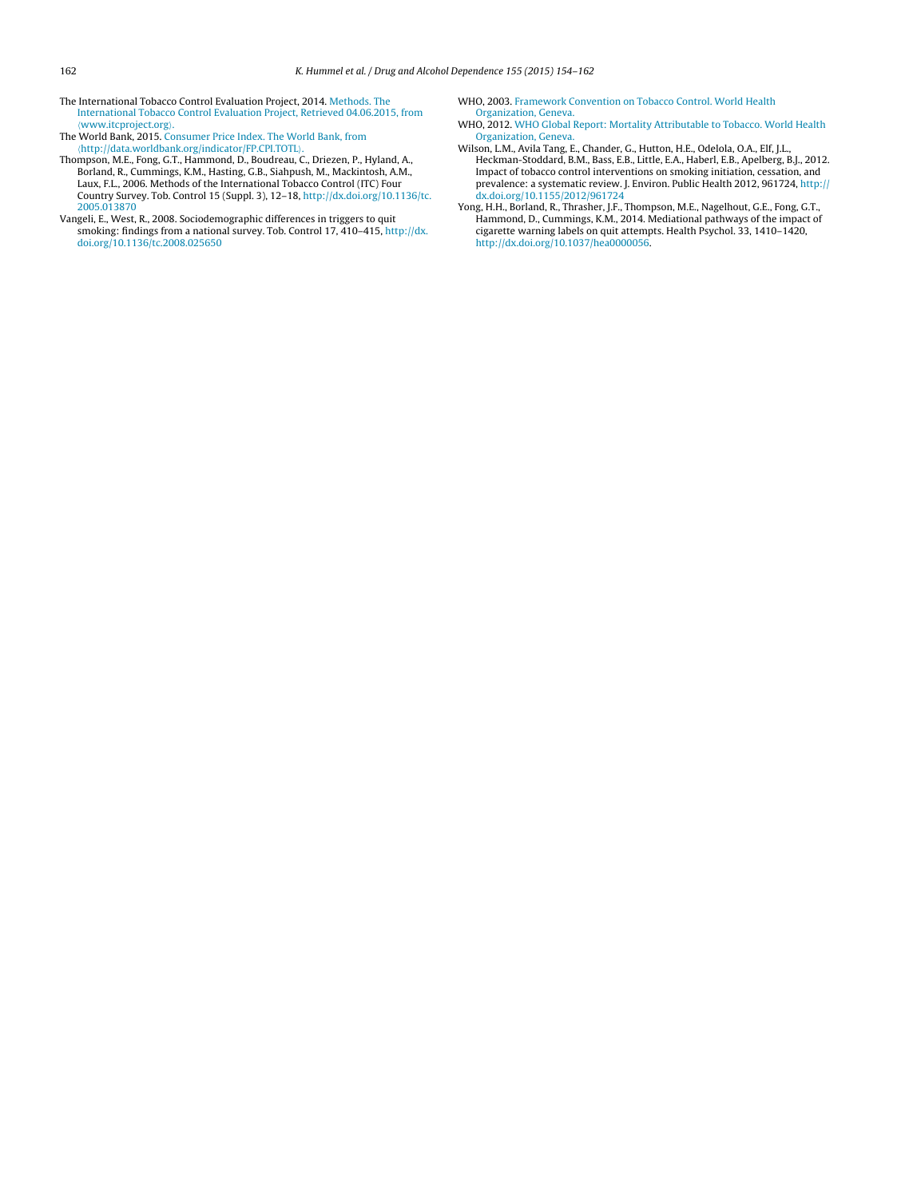The International Tobacco Control Evaluation Project, 2014. Methods. The International Tobacco Control Evaluation Project, Retrieved 04.06.2015, from ⟨www.itcproject.org⟩.

The World Bank, 2015. Consumer Price Index. The World Bank, from ⟨http://data.worldbank.org/indicator/FP.CPI.TOTL⟩.

Thompson, M.E., Fong, G.T., Hammond, D., Boudreau, C., Driezen, P., Hyland, A., Borland, R., Cummings, K.M., Hasting, G.B., Siahpush, M., Mackintosh, A.M., Laux, F.L., 2006. Methods of the International Tobacco Control (ITC) Four Country Survey. Tob. Control 15 (Suppl. 3), 12–18, http://dx.doi.org/10.1136/tc.2005.013870

Vangeli, E., West, R., 2008. Sociodemographic differences in triggers to quit smoking: findings from a national survey. Tob. Control 17, 410–415, http://dx.doi.org/10.1136/tc.2008.025650

WHO, 2003. Framework Convention on Tobacco Control. World Health Organization, Geneva.

WHO, 2012. WHO Global Report: Mortality Attributable to Tobacco. World Health Organization, Geneva.

Wilson, L.M., Avila Tang, E., Chander, G., Hutton, H.E., Odelola, O.A., Elf, J.L., Heckman-Stoddard, B.M., Bass, E.B., Little, E.A., Haberl, E.B., Apelberg, B.J., 2012. Impact of tobacco control interventions on smoking initiation, cessation, and prevalence: a systematic review. J. Environ. Public Health 2012, 961724, http://dx.doi.org/10.1155/2012/961724

Yong, H.H., Borland, R., Thrasher, J.F., Thompson, M.E., Nagelhout, G.E., Fong, G.T., Hammond, D., Cummings, K.M., 2014. Mediational pathways of the impact of cigarette warning labels on quit attempts. Health Psychol. 33, 1410–1420, http://dx.doi.org/10.1037/hea0000056.